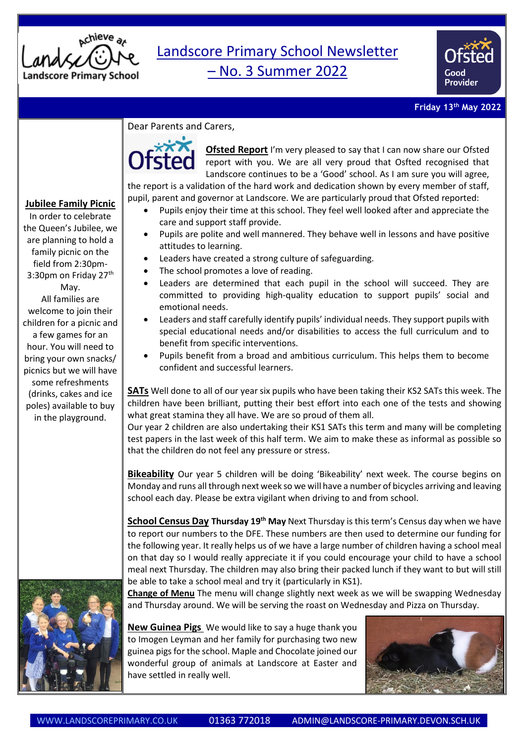# Landscore Primary School Newsletter – No. 3 Summer 2022

**Friday 13th May 2022**

Dear Parents and Carers,

**Ofsted Report** I'm very pleased to say that I can now share our Ofsted report with you. We are all very proud that Ofsted recognised that Landscore continues to be a 'Good' school. As I am sure you will agree, the report is a validation of the hard work and dedication shown by every member of staff, pupil, parent and governor at Landscore. We are particularly proud that Ofsted reported:

- Pupils enjoy their time at this school. They feel well looked after and appreciate the care and support staff provide.
- Pupils are polite and well mannered. They behave well in lessons and have positive attitudes to learning.
- Leaders have created a strong culture of safeguarding.
- The school promotes a love of reading.
- Leaders are determined that each pupil in the school will succeed. They are committed to providing high-quality education to support pupils' social and emotional needs.
- Leaders and staff carefully identify pupils' individual needs. They support pupils with special educational needs and/or disabilities to access the full curriculum and to benefit from specific interventions.
- Pupils benefit from a broad and ambitious curriculum. This helps them to become confident and successful learners.

**SATs** Well done to all of our year six pupils who have been taking their KS2 SATs this week. The children have been brilliant, putting their best effort into each one of the tests and showing what great stamina they all have. We are so proud of them all.
Our year 2 children are also undertaking their KS1 SATs this term and many will be completing test papers in the last week of this half term. We aim to make these as informal as possible so that the children do not feel any pressure or stress.

**Bikeability** Our year 5 children will be doing 'Bikeability' next week. The course begins on Monday and runs all through next week so we will have a number of bicycles arriving and leaving school each day. Please be extra vigilant when driving to and from school.

**School Census Day Thursday 19th May** Next Thursday is this term's Census day when we have to report our numbers to the DFE. These numbers are then used to determine our funding for the following year. It really helps us of we have a large number of children having a school meal on that day so I would really appreciate it if you could encourage your child to have a school meal next Thursday. The children may also bring their packed lunch if they want to but will still be able to take a school meal and try it (particularly in KS1).

**Change of Menu** The menu will change slightly next week as we will be swapping Wednesday and Thursday around. We will be serving the roast on Wednesday and Pizza on Thursday.

**New Guinea Pigs** We would like to say a huge thank you to Imogen Leyman and her family for purchasing two new guinea pigs for the school. Maple and Chocolate joined our wonderful group of animals at Landscore at Easter and have settled in really well.

**Jubilee Family Picnic**

In order to celebrate the Queen's Jubilee, we are planning to hold a family picnic on the field from 2:30pm-3:30pm on Friday 27th May.

All families are welcome to join their children for a picnic and a few games for an hour. You will need to bring your own snacks/ picnics but we will have some refreshments (drinks, cakes and ice poles) available to buy in the playground.

WWW.LANDSCOREPRIMARY.CO.UK 01363 772018 ADMIN@LANDSCORE-PRIMARY.DEVON.SCH.UK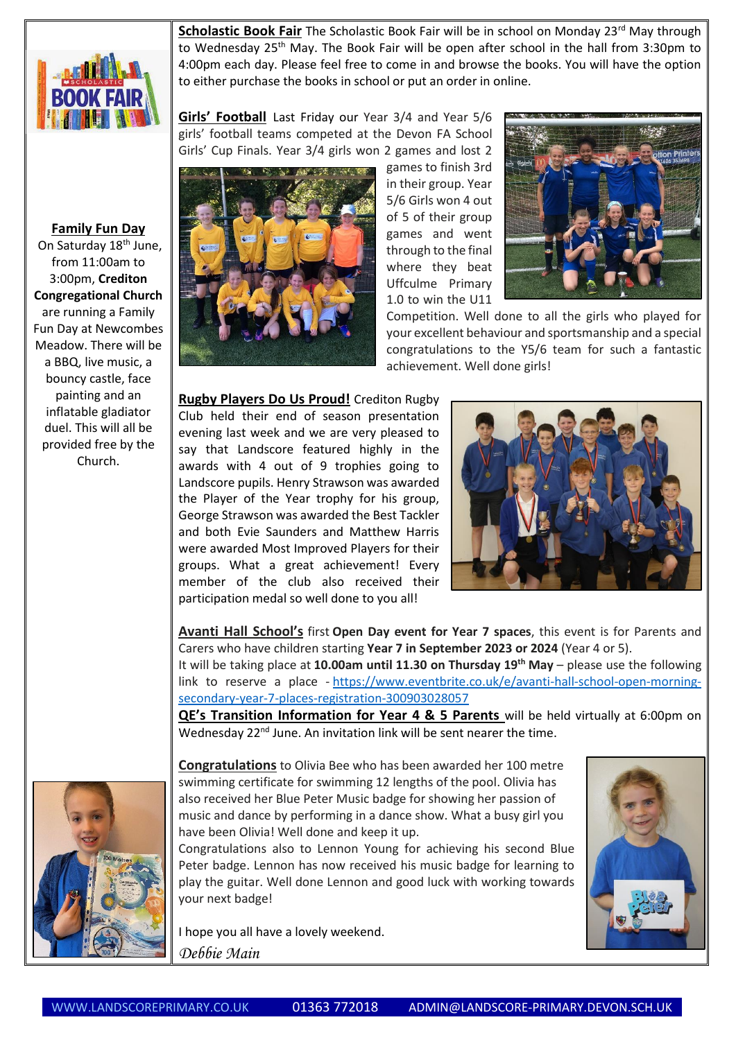**Scholastic Book Fair** The Scholastic Book Fair will be in school on Monday 23rd May through to Wednesday 25th May. The Book Fair will be open after school in the hall from 3:30pm to 4:00pm each day. Please feel free to come in and browse the books. You will have the option to either purchase the books in school or put an order in online.

**Girls' Football** Last Friday our Year 3/4 and Year 5/6 girls' football teams competed at the Devon FA School Girls' Cup Finals. Year 3/4 girls won 2 games and lost 2 games to finish 3rd in their group. Year 5/6 Girls won 4 out of 5 of their group games and went through to the final where they beat Uffculme Primary 1.0 to win the U11 Competition. Well done to all the girls who played for your excellent behaviour and sportsmanship and a special congratulations to the Y5/6 team for such a fantastic achievement. Well done girls!

**Family Fun Day**
On Saturday 18th June, from 11:00am to 3:00pm, **Crediton Congregational Church** are running a Family Fun Day at Newcombes Meadow. There will be a BBQ, live music, a bouncy castle, face painting and an inflatable gladiator duel. This will all be provided free by the Church.

**Rugby Players Do Us Proud!** Crediton Rugby Club held their end of season presentation evening last week and we are very pleased to say that Landscore featured highly in the awards with 4 out of 9 trophies going to Landscore pupils. Henry Strawson was awarded the Player of the Year trophy for his group, George Strawson was awarded the Best Tackler and both Evie Saunders and Matthew Harris were awarded Most Improved Players for their groups. What a great achievement! Every member of the club also received their participation medal so well done to you all!

**Avanti Hall School's** first **Open Day event for Year 7 spaces**, this event is for Parents and Carers who have children starting **Year 7 in September 2023 or 2024** (Year 4 or 5).
It will be taking place at **10.00am until 11.30 on Thursday 19th May** – please use the following link to reserve a place - https://www.eventbrite.co.uk/e/avanti-hall-school-open-morning-secondary-year-7-places-registration-300903028057

**QE's Transition Information for Year 4 & 5 Parents** will be held virtually at 6:00pm on Wednesday 22nd June. An invitation link will be sent nearer the time.

**Congratulations** to Olivia Bee who has been awarded her 100 metre swimming certificate for swimming 12 lengths of the pool. Olivia has also received her Blue Peter Music badge for showing her passion of music and dance by performing in a dance show. What a busy girl you have been Olivia! Well done and keep it up.
Congratulations also to Lennon Young for achieving his second Blue Peter badge. Lennon has now received his music badge for learning to play the guitar. Well done Lennon and good luck with working towards your next badge!

I hope you all have a lovely weekend.
*Debbie Main*

WWW.LANDSCOREPRIMARY.CO.UK 01363 772018 ADMIN@LANDSCORE-PRIMARY.DEVON.SCH.UK